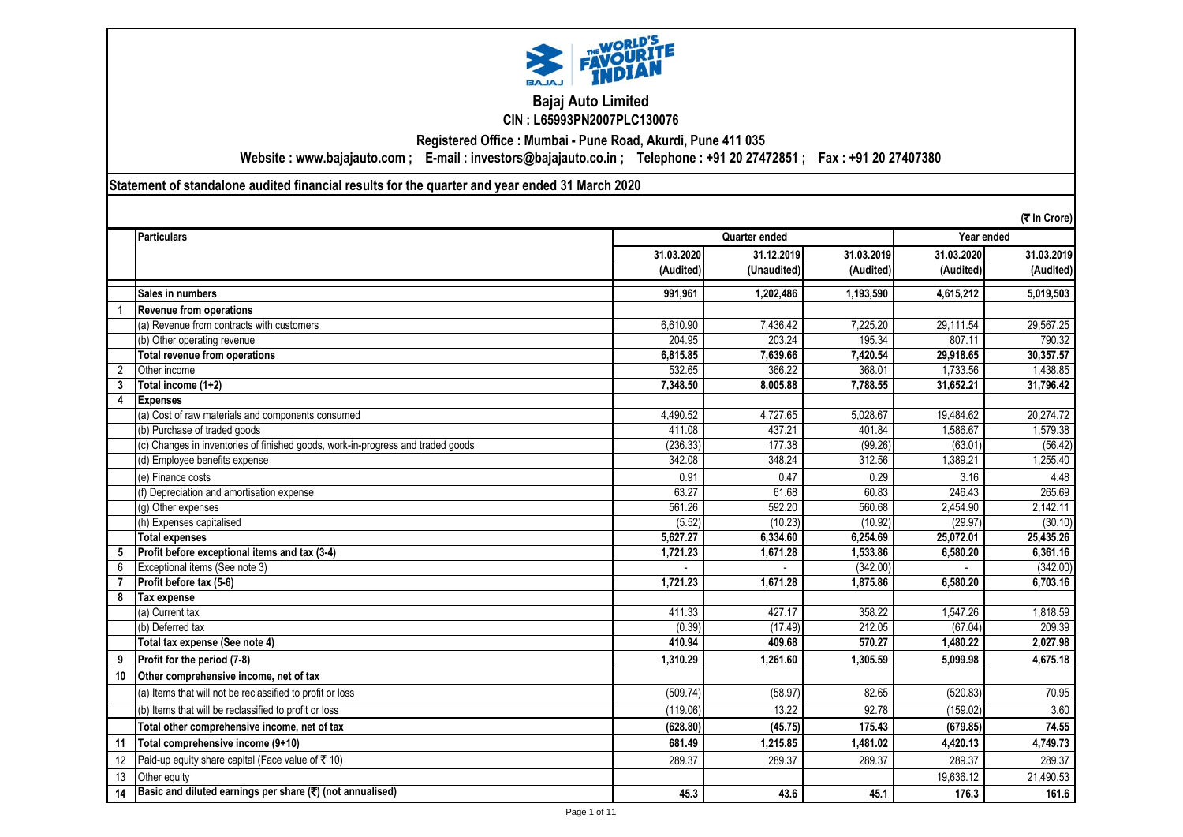# Bajaj Auto Limited

**CIN : L65993PN2007PLC130076**

**Registered Office : Mumbai - Pune Road, Akurdi, Pune 411 035**

**Website : www.bajajauto.com ; E-mail : investors@bajajauto.co.in ; Telephone : +91 20 27472851 ; Fax : +91 20 27407380**

## Statement of standalone audited financial results for the quarter and year ended 31 March 2020

(₹ In Crore)

| | Particulars | Quarter ended | | | Year ended | |
|---|---|---|---|---|---|---|
| | | 31.03.2020 | 31.12.2019 | 31.03.2019 | 31.03.2020 | 31.03.2019 |
| | | (Audited) | (Unaudited) | (Audited) | (Audited) | (Audited) |
| | **Sales in numbers** | **991,961** | **1,202,486** | **1,193,590** | **4,615,212** | **5,019,503** |
| 1 | **Revenue from operations** | | | | | |
| | (a) Revenue from contracts with customers | 6,610.90 | 7,436.42 | 7,225.20 | 29,111.54 | 29,567.25 |
| | (b) Other operating revenue | 204.95 | 203.24 | 195.34 | 807.11 | 790.32 |
| | **Total revenue from operations** | **6,815.85** | **7,639.66** | **7,420.54** | **29,918.65** | **30,357.57** |
| 2 | Other income | 532.65 | 366.22 | 368.01 | 1,733.56 | 1,438.85 |
| 3 | **Total income (1+2)** | **7,348.50** | **8,005.88** | **7,788.55** | **31,652.21** | **31,796.42** |
| 4 | **Expenses** | | | | | |
| | (a) Cost of raw materials and components consumed | 4,490.52 | 4,727.65 | 5,028.67 | 19,484.62 | 20,274.72 |
| | (b) Purchase of traded goods | 411.08 | 437.21 | 401.84 | 1,586.67 | 1,579.38 |
| | (c) Changes in inventories of finished goods, work-in-progress and traded goods | (236.33) | 177.38 | (99.26) | (63.01) | (56.42) |
| | (d) Employee benefits expense | 342.08 | 348.24 | 312.56 | 1,389.21 | 1,255.40 |
| | (e) Finance costs | 0.91 | 0.47 | 0.29 | 3.16 | 4.48 |
| | (f) Depreciation and amortisation expense | 63.27 | 61.68 | 60.83 | 246.43 | 265.69 |
| | (g) Other expenses | 561.26 | 592.20 | 560.68 | 2,454.90 | 2,142.11 |
| | (h) Expenses capitalised | (5.52) | (10.23) | (10.92) | (29.97) | (30.10) |
| | **Total expenses** | **5,627.27** | **6,334.60** | **6,254.69** | **25,072.01** | **25,435.26** |
| 5 | **Profit before exceptional items and tax (3-4)** | **1,721.23** | **1,671.28** | **1,533.86** | **6,580.20** | **6,361.16** |
| 6 | Exceptional items (See note 3) | - | - | (342.00) | - | (342.00) |
| 7 | **Profit before tax (5-6)** | **1,721.23** | **1,671.28** | **1,875.86** | **6,580.20** | **6,703.16** |
| 8 | **Tax expense** | | | | | |
| | (a) Current tax | 411.33 | 427.17 | 358.22 | 1,547.26 | 1,818.59 |
| | (b) Deferred tax | (0.39) | (17.49) | 212.05 | (67.04) | 209.39 |
| | **Total tax expense (See note 4)** | **410.94** | **409.68** | **570.27** | **1,480.22** | **2,027.98** |
| 9 | **Profit for the period (7-8)** | **1,310.29** | **1,261.60** | **1,305.59** | **5,099.98** | **4,675.18** |
| 10 | **Other comprehensive income, net of tax** | | | | | |
| | (a) Items that will not be reclassified to profit or loss | (509.74) | (58.97) | 82.65 | (520.83) | 70.95 |
| | (b) Items that will be reclassified to profit or loss | (119.06) | 13.22 | 92.78 | (159.02) | 3.60 |
| | **Total other comprehensive income, net of tax** | **(628.80)** | **(45.75)** | **175.43** | **(679.85)** | **74.55** |
| 11 | **Total comprehensive income (9+10)** | **681.49** | **1,215.85** | **1,481.02** | **4,420.13** | **4,749.73** |
| 12 | Paid-up equity share capital (Face value of ₹ 10) | 289.37 | 289.37 | 289.37 | 289.37 | 289.37 |
| 13 | Other equity | | | | 19,636.12 | 21,490.53 |
| 14 | **Basic and diluted earnings per share (₹) (not annualised)** | **45.3** | **43.6** | **45.1** | **176.3** | **161.6** |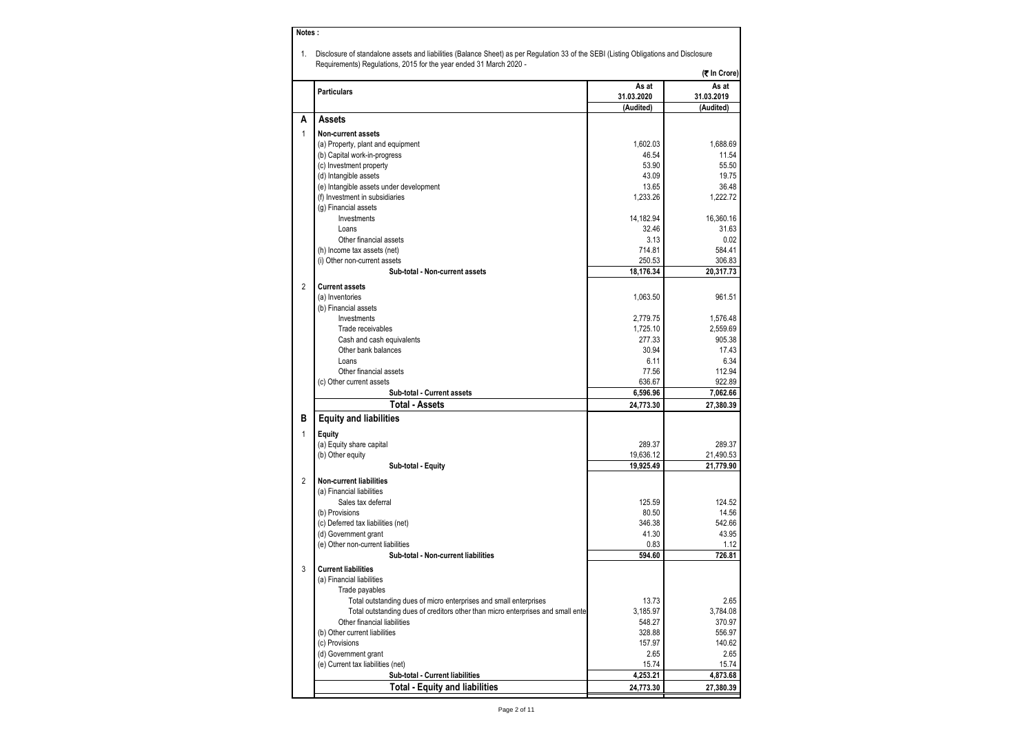**Notes :**

1. Disclosure of standalone assets and liabilities (Balance Sheet) as per Regulation 33 of the SEBI (Listing Obligations and Disclosure Requirements) Regulations, 2015 for the year ended 31 March 2020 -

(₹ In Crore)

| | Particulars | As at 31.03.2020 | As at 31.03.2019 |
|---|---|---|---|
| | | (Audited) | (Audited) |
| **A** | **Assets** | | |
| 1 | **Non-current assets** | | |
| | (a) Property, plant and equipment | 1,602.03 | 1,688.69 |
| | (b) Capital work-in-progress | 46.54 | 11.54 |
| | (c) Investment property | 53.90 | 55.50 |
| | (d) Intangible assets | 43.09 | 19.75 |
| | (e) Intangible assets under development | 13.65 | 36.48 |
| | (f) Investment in subsidiaries | 1,233.26 | 1,222.72 |
| | (g) Financial assets | | |
| | Investments | 14,182.94 | 16,360.16 |
| | Loans | 32.46 | 31.63 |
| | Other financial assets | 3.13 | 0.02 |
| | (h) Income tax assets (net) | 714.81 | 584.41 |
| | (i) Other non-current assets | 250.53 | 306.83 |
| | **Sub-total - Non-current assets** | **18,176.34** | **20,317.73** |
| 2 | **Current assets** | | |
| | (a) Inventories | 1,063.50 | 961.51 |
| | (b) Financial assets | | |
| | Investments | 2,779.75 | 1,576.48 |
| | Trade receivables | 1,725.10 | 2,559.69 |
| | Cash and cash equivalents | 277.33 | 905.38 |
| | Other bank balances | 30.94 | 17.43 |
| | Loans | 6.11 | 6.34 |
| | Other financial assets | 77.56 | 112.94 |
| | (c) Other current assets | 636.67 | 922.89 |
| | **Sub-total - Current assets** | **6,596.96** | **7,062.66** |
| | **Total - Assets** | **24,773.30** | **27,380.39** |
| **B** | **Equity and liabilities** | | |
| 1 | **Equity** | | |
| | (a) Equity share capital | 289.37 | 289.37 |
| | (b) Other equity | 19,636.12 | 21,490.53 |
| | **Sub-total - Equity** | **19,925.49** | **21,779.90** |
| 2 | **Non-current liabilities** | | |
| | (a) Financial liabilities | | |
| | Sales tax deferral | 125.59 | 124.52 |
| | (b) Provisions | 80.50 | 14.56 |
| | (c) Deferred tax liabilities (net) | 346.38 | 542.66 |
| | (d) Government grant | 41.30 | 43.95 |
| | (e) Other non-current liabilities | 0.83 | 1.12 |
| | **Sub-total - Non-current liabilities** | **594.60** | **726.81** |
| 3 | **Current liabilities** | | |
| | (a) Financial liabilities | | |
| | Trade payables | | |
| | Total outstanding dues of micro enterprises and small enterprises | 13.73 | 2.65 |
| | Total outstanding dues of creditors other than micro enterprises and small ente | 3,185.97 | 3,784.08 |
| | Other financial liabilities | 548.27 | 370.97 |
| | (b) Other current liabilities | 328.88 | 556.97 |
| | (c) Provisions | 157.97 | 140.62 |
| | (d) Government grant | 2.65 | 2.65 |
| | (e) Current tax liabilities (net) | 15.74 | 15.74 |
| | **Sub-total - Current liabilities** | **4,253.21** | **4,873.68** |
| | **Total - Equity and liabilities** | **24,773.30** | **27,380.39** |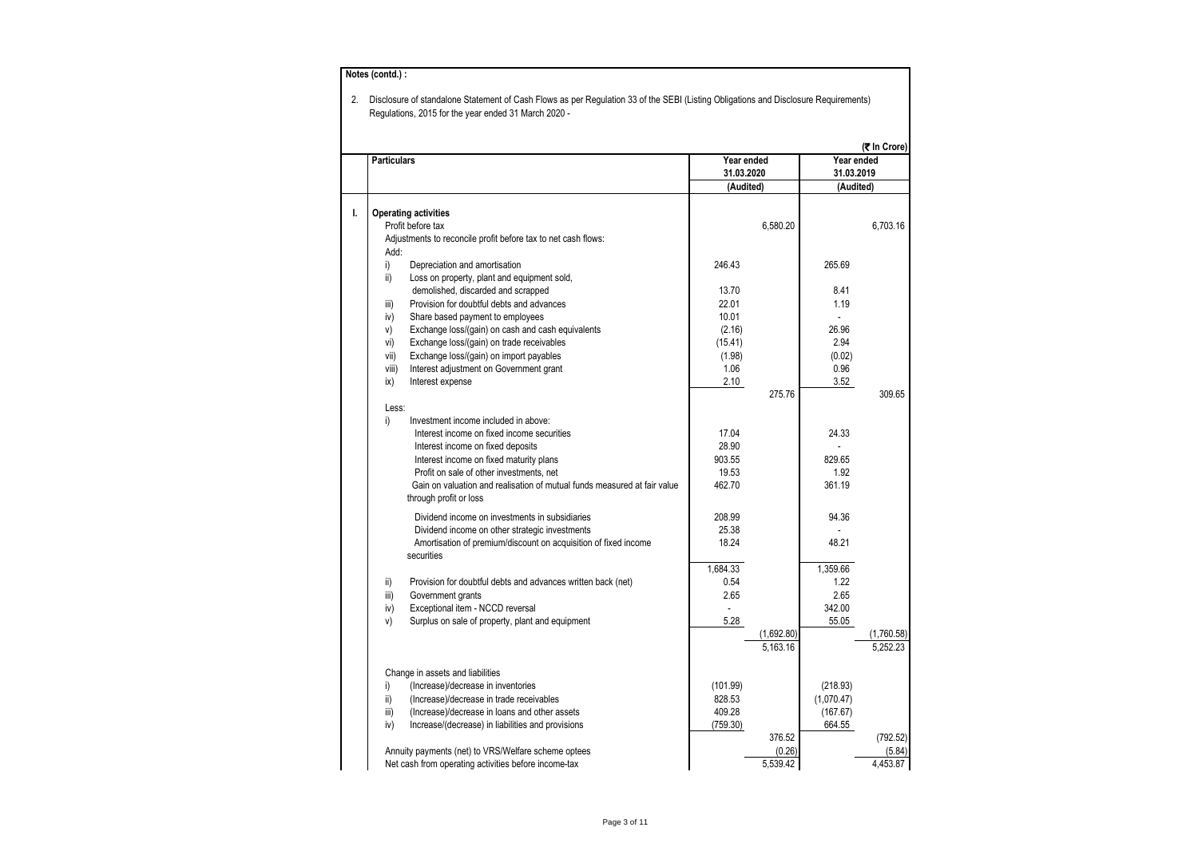**Notes (contd.) :**

2. Disclosure of standalone Statement of Cash Flows as per Regulation 33 of the SEBI (Listing Obligations and Disclosure Requirements) Regulations, 2015 for the year ended 31 March 2020 -

(₹ In Crore)

| | Particulars | Year ended 31.03.2020 (Audited) | | Year ended 31.03.2019 (Audited) | |
|---|---|---|---|---|---|
| **I.** | **Operating activities** | | | | |
| | Profit before tax | | 6,580.20 | | 6,703.16 |
| | Adjustments to reconcile profit before tax to net cash flows: | | | | |
| | Add: | | | | |
| | i) Depreciation and amortisation | 246.43 | | 265.69 | |
| | ii) Loss on property, plant and equipment sold, demolished, discarded and scrapped | 13.70 | | 8.41 | |
| | iii) Provision for doubtful debts and advances | 22.01 | | 1.19 | |
| | iv) Share based payment to employees | 10.01 | | - | |
| | v) Exchange loss/(gain) on cash and cash equivalents | (2.16) | | 26.96 | |
| | vi) Exchange loss/(gain) on trade receivables | (15.41) | | 2.94 | |
| | vii) Exchange loss/(gain) on import payables | (1.98) | | (0.02) | |
| | viii) Interest adjustment on Government grant | 1.06 | | 0.96 | |
| | ix) Interest expense | 2.10 | | 3.52 | |
| | | | 275.76 | | 309.65 |
| | Less: | | | | |
| | i) Investment income included in above: | | | | |
| | Interest income on fixed income securities | 17.04 | | 24.33 | |
| | Interest income on fixed deposits | 28.90 | | - | |
| | Interest income on fixed maturity plans | 903.55 | | 829.65 | |
| | Profit on sale of other investments, net | 19.53 | | 1.92 | |
| | Gain on valuation and realisation of mutual funds measured at fair value through profit or loss | 462.70 | | 361.19 | |
| | Dividend income on investments in subsidiaries | 208.99 | | 94.36 | |
| | Dividend income on other strategic investments | 25.38 | | - | |
| | Amortisation of premium/discount on acquisition of fixed income securities | 18.24 | | 48.21 | |
| | | 1,684.33 | | 1,359.66 | |
| | ii) Provision for doubtful debts and advances written back (net) | 0.54 | | 1.22 | |
| | iii) Government grants | 2.65 | | 2.65 | |
| | iv) Exceptional item - NCCD reversal | - | | 342.00 | |
| | v) Surplus on sale of property, plant and equipment | 5.28 | | 55.05 | |
| | | | (1,692.80) | | (1,760.58) |
| | | | 5,163.16 | | 5,252.23 |
| | Change in assets and liabilities | | | | |
| | i) (Increase)/decrease in inventories | (101.99) | | (218.93) | |
| | ii) (Increase)/decrease in trade receivables | 828.53 | | (1,070.47) | |
| | iii) (Increase)/decrease in loans and other assets | 409.28 | | (167.67) | |
| | iv) Increase/(decrease) in liabilities and provisions | (759.30) | | 664.55 | |
| | | | 376.52 | | (792.52) |
| | Annuity payments (net) to VRS/Welfare scheme optees | | (0.26) | | (5.84) |
| | Net cash from operating activities before income-tax | | 5,539.42 | | 4,453.87 |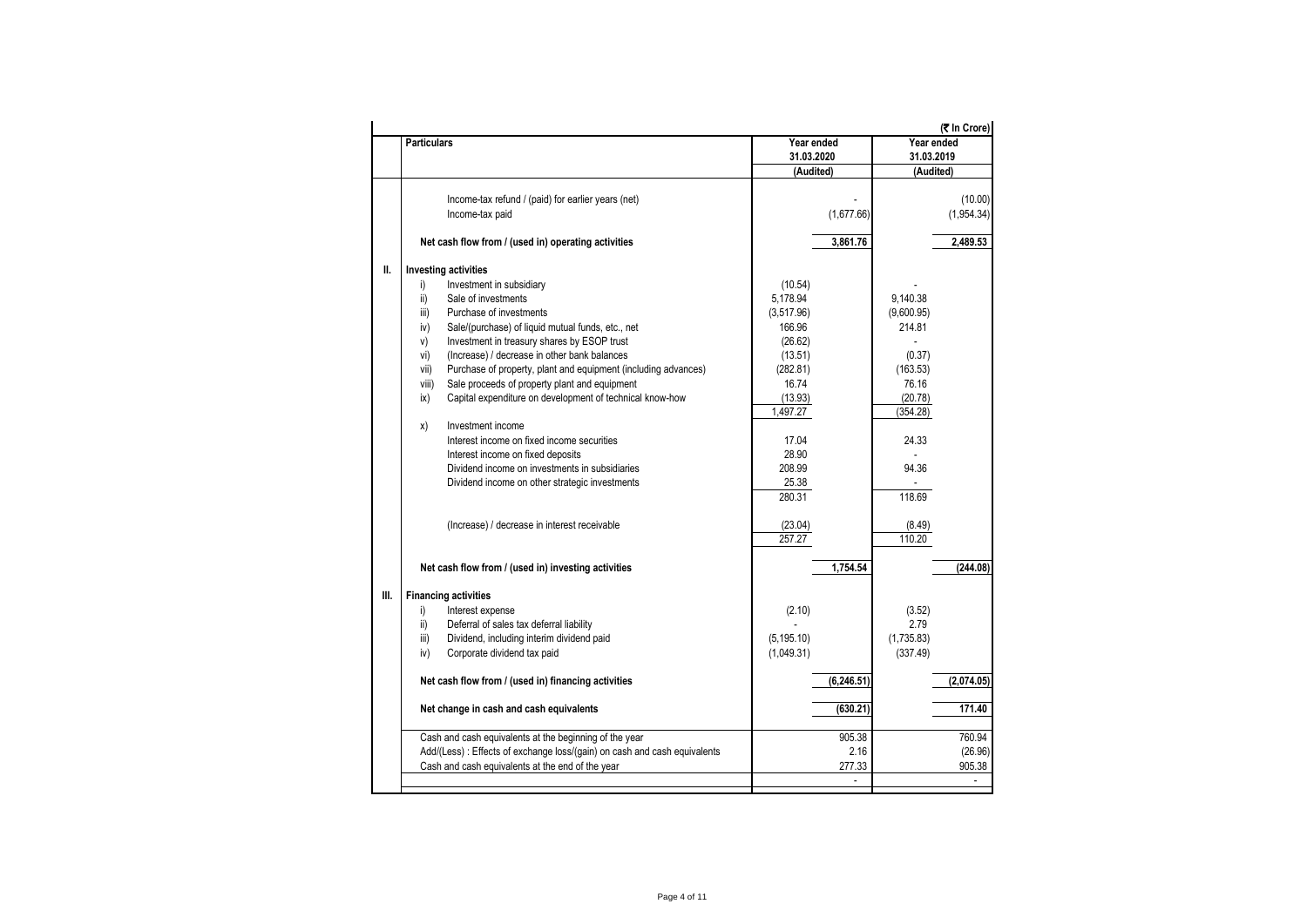(₹ In Crore)

| | Particulars | Year ended 31.03.2020 (Audited) | | Year ended 31.03.2019 (Audited) | |
|---|---|---|---|---|---|
| | Income-tax refund / (paid) for earlier years (net) | | - | | (10.00) |
| | Income-tax paid | | (1,677.66) | | (1,954.34) |
| | **Net cash flow from / (used in) operating activities** | | **3,861.76** | | **2,489.53** |
| **II.** | **Investing activities** | | | | |
| | i) Investment in subsidiary | (10.54) | | - | |
| | ii) Sale of investments | 5,178.94 | | 9,140.38 | |
| | iii) Purchase of investments | (3,517.96) | | (9,600.95) | |
| | iv) Sale/(purchase) of liquid mutual funds, etc., net | 166.96 | | 214.81 | |
| | v) Investment in treasury shares by ESOP trust | (26.62) | | - | |
| | vi) (Increase) / decrease in other bank balances | (13.51) | | (0.37) | |
| | vii) Purchase of property, plant and equipment (including advances) | (282.81) | | (163.53) | |
| | viii) Sale proceeds of property plant and equipment | 16.74 | | 76.16 | |
| | ix) Capital expenditure on development of technical know-how | (13.93) | | (20.78) | |
| | | 1,497.27 | | (354.28) | |
| | x) Investment income | | | | |
| | Interest income on fixed income securities | 17.04 | | 24.33 | |
| | Interest income on fixed deposits | 28.90 | | - | |
| | Dividend income on investments in subsidiaries | 208.99 | | 94.36 | |
| | Dividend income on other strategic investments | 25.38 | | - | |
| | | 280.31 | | 118.69 | |
| | (Increase) / decrease in interest receivable | (23.04) | | (8.49) | |
| | | 257.27 | | 110.20 | |
| | **Net cash flow from / (used in) investing activities** | | **1,754.54** | | **(244.08)** |
| **III.** | **Financing activities** | | | | |
| | i) Interest expense | (2.10) | | (3.52) | |
| | ii) Deferral of sales tax deferral liability | - | | 2.79 | |
| | iii) Dividend, including interim dividend paid | (5,195.10) | | (1,735.83) | |
| | iv) Corporate dividend tax paid | (1,049.31) | | (337.49) | |
| | **Net cash flow from / (used in) financing activities** | | **(6,246.51)** | | **(2,074.05)** |
| | **Net change in cash and cash equivalents** | | **(630.21)** | | **171.40** |
| | Cash and cash equivalents at the beginning of the year | | 905.38 | | 760.94 |
| | Add/(Less) : Effects of exchange loss/(gain) on cash and cash equivalents | | 2.16 | | (26.96) |
| | Cash and cash equivalents at the end of the year | | 277.33 | | 905.38 |
| | | | - | | - |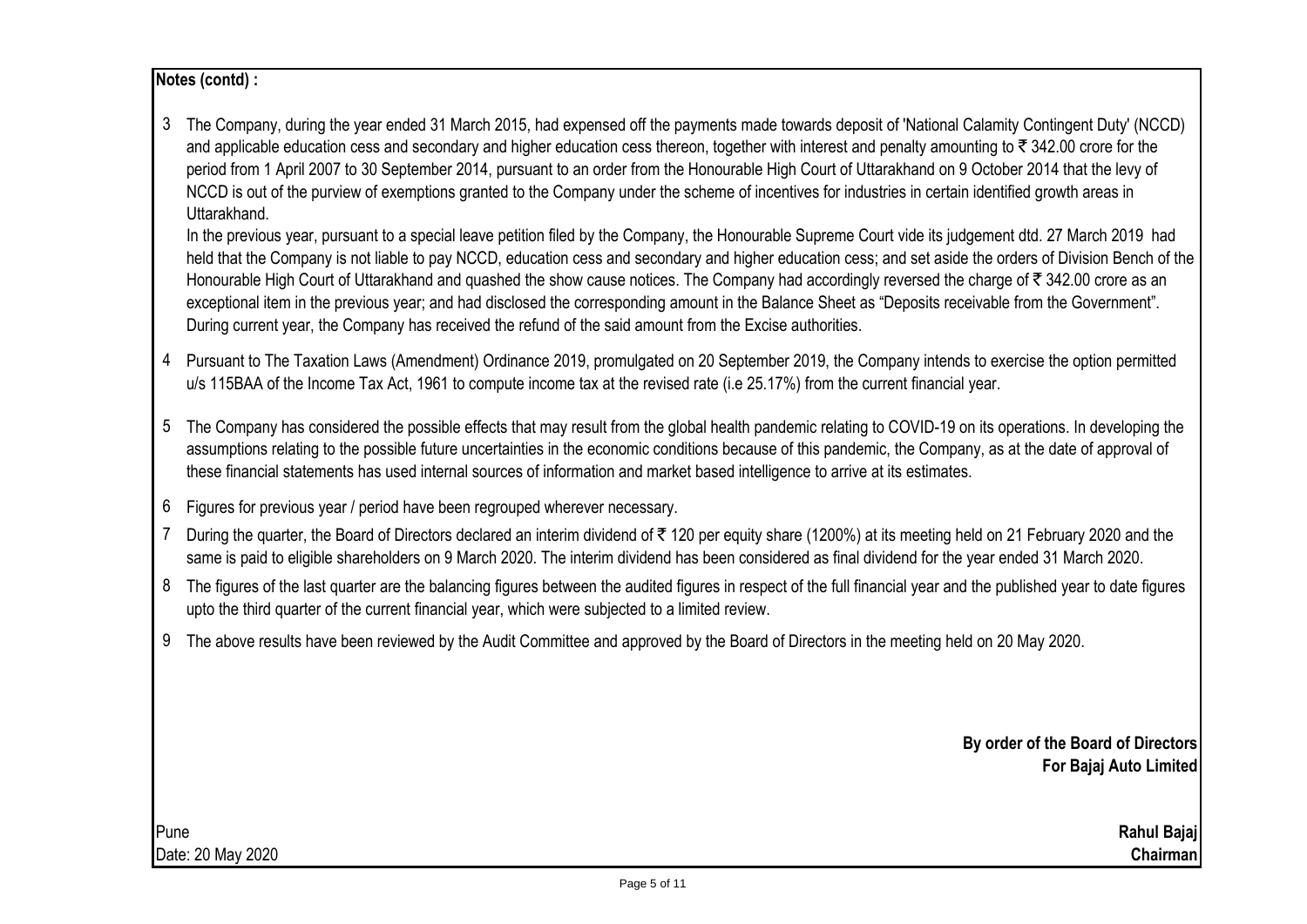**Notes (contd) :**

3. The Company, during the year ended 31 March 2015, had expensed off the payments made towards deposit of 'National Calamity Contingent Duty' (NCCD) and applicable education cess and secondary and higher education cess thereon, together with interest and penalty amounting to ₹ 342.00 crore for the period from 1 April 2007 to 30 September 2014, pursuant to an order from the Honourable High Court of Uttarakhand on 9 October 2014 that the levy of NCCD is out of the purview of exemptions granted to the Company under the scheme of incentives for industries in certain identified growth areas in Uttarakhand.

   In the previous year, pursuant to a special leave petition filed by the Company, the Honourable Supreme Court vide its judgement dtd. 27 March 2019 had held that the Company is not liable to pay NCCD, education cess and secondary and higher education cess; and set aside the orders of Division Bench of the Honourable High Court of Uttarakhand and quashed the show cause notices. The Company had accordingly reversed the charge of ₹ 342.00 crore as an exceptional item in the previous year; and had disclosed the corresponding amount in the Balance Sheet as "Deposits receivable from the Government". During current year, the Company has received the refund of the said amount from the Excise authorities.

4. Pursuant to The Taxation Laws (Amendment) Ordinance 2019, promulgated on 20 September 2019, the Company intends to exercise the option permitted u/s 115BAA of the Income Tax Act, 1961 to compute income tax at the revised rate (i.e 25.17%) from the current financial year.

5. The Company has considered the possible effects that may result from the global health pandemic relating to COVID-19 on its operations. In developing the assumptions relating to the possible future uncertainties in the economic conditions because of this pandemic, the Company, as at the date of approval of these financial statements has used internal sources of information and market based intelligence to arrive at its estimates.

6. Figures for previous year / period have been regrouped wherever necessary.

7. During the quarter, the Board of Directors declared an interim dividend of ₹ 120 per equity share (1200%) at its meeting held on 21 February 2020 and the same is paid to eligible shareholders on 9 March 2020. The interim dividend has been considered as final dividend for the year ended 31 March 2020.

8. The figures of the last quarter are the balancing figures between the audited figures in respect of the full financial year and the published year to date figures upto the third quarter of the current financial year, which were subjected to a limited review.

9. The above results have been reviewed by the Audit Committee and approved by the Board of Directors in the meeting held on 20 May 2020.

**By order of the Board of Directors**
**For Bajaj Auto Limited**

Pune
Date: 20 May 2020

**Rahul Bajaj**
**Chairman**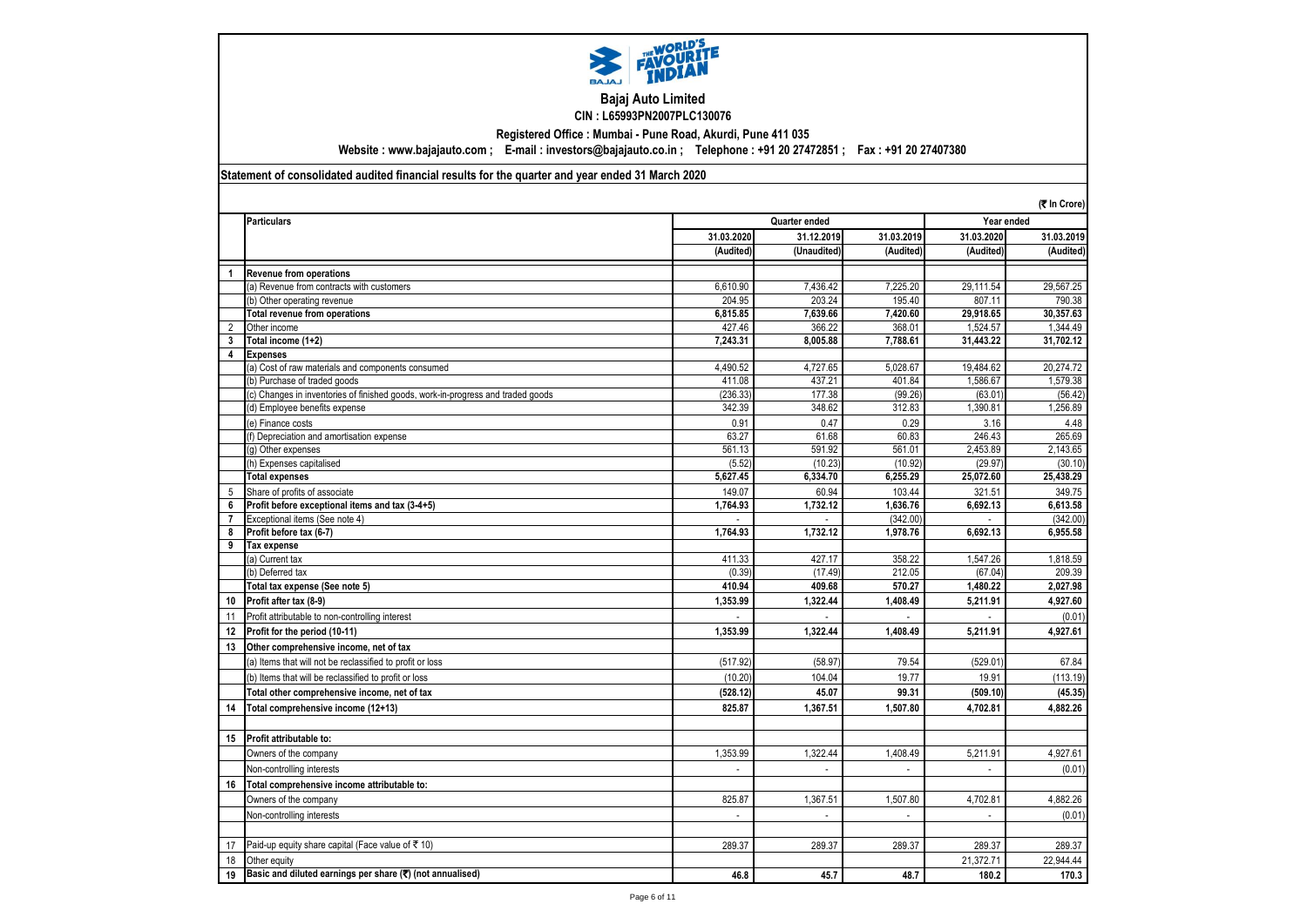# Bajaj Auto Limited

**CIN : L65993PN2007PLC130076**

**Registered Office : Mumbai - Pune Road, Akurdi, Pune 411 035**

**Website : www.bajajauto.com ; E-mail : investors@bajajauto.co.in ; Telephone : +91 20 27472851 ; Fax : +91 20 27407380**

**Statement of consolidated audited financial results for the quarter and year ended 31 March 2020**

(₹ In Crore)

| | Particulars | Quarter ended | | | Year ended | |
|---|---|---|---|---|---|---|
| | | 31.03.2020 | 31.12.2019 | 31.03.2019 | 31.03.2020 | 31.03.2019 |
| | | (Audited) | (Unaudited) | (Audited) | (Audited) | (Audited) |
| 1 | **Revenue from operations** | | | | | |
| | (a) Revenue from contracts with customers | 6,610.90 | 7,436.42 | 7,225.20 | 29,111.54 | 29,567.25 |
| | (b) Other operating revenue | 204.95 | 203.24 | 195.40 | 807.11 | 790.38 |
| | **Total revenue from operations** | **6,815.85** | **7,639.66** | **7,420.60** | **29,918.65** | **30,357.63** |
| 2 | Other income | 427.46 | 366.22 | 368.01 | 1,524.57 | 1,344.49 |
| 3 | **Total income (1+2)** | **7,243.31** | **8,005.88** | **7,788.61** | **31,443.22** | **31,702.12** |
| 4 | **Expenses** | | | | | |
| | (a) Cost of raw materials and components consumed | 4,490.52 | 4,727.65 | 5,028.67 | 19,484.62 | 20,274.72 |
| | (b) Purchase of traded goods | 411.08 | 437.21 | 401.84 | 1,586.67 | 1,579.38 |
| | (c) Changes in inventories of finished goods, work-in-progress and traded goods | (236.33) | 177.38 | (99.26) | (63.01) | (56.42) |
| | (d) Employee benefits expense | 342.39 | 348.62 | 312.83 | 1,390.81 | 1,256.89 |
| | (e) Finance costs | 0.91 | 0.47 | 0.29 | 3.16 | 4.48 |
| | (f) Depreciation and amortisation expense | 63.27 | 61.68 | 60.83 | 246.43 | 265.69 |
| | (g) Other expenses | 561.13 | 591.92 | 561.01 | 2,453.89 | 2,143.65 |
| | (h) Expenses capitalised | (5.52) | (10.23) | (10.92) | (29.97) | (30.10) |
| | **Total expenses** | **5,627.45** | **6,334.70** | **6,255.29** | **25,072.60** | **25,438.29** |
| 5 | Share of profits of associate | 149.07 | 60.94 | 103.44 | 321.51 | 349.75 |
| 6 | **Profit before exceptional items and tax (3-4+5)** | **1,764.93** | **1,732.12** | **1,636.76** | **6,692.13** | **6,613.58** |
| 7 | Exceptional items (See note 4) | - | - | (342.00) | - | (342.00) |
| 8 | **Profit before tax (6-7)** | **1,764.93** | **1,732.12** | **1,978.76** | **6,692.13** | **6,955.58** |
| 9 | **Tax expense** | | | | | |
| | (a) Current tax | 411.33 | 427.17 | 358.22 | 1,547.26 | 1,818.59 |
| | (b) Deferred tax | (0.39) | (17.49) | 212.05 | (67.04) | 209.39 |
| | **Total tax expense (See note 5)** | **410.94** | **409.68** | **570.27** | **1,480.22** | **2,027.98** |
| 10 | **Profit after tax (8-9)** | **1,353.99** | **1,322.44** | **1,408.49** | **5,211.91** | **4,927.60** |
| 11 | Profit attributable to non-controlling interest | - | - | - | - | (0.01) |
| 12 | **Profit for the period (10-11)** | **1,353.99** | **1,322.44** | **1,408.49** | **5,211.91** | **4,927.61** |
| 13 | **Other comprehensive income, net of tax** | | | | | |
| | (a) Items that will not be reclassified to profit or loss | (517.92) | (58.97) | 79.54 | (529.01) | 67.84 |
| | (b) Items that will be reclassified to profit or loss | (10.20) | 104.04 | 19.77 | 19.91 | (113.19) |
| | **Total other comprehensive income, net of tax** | **(528.12)** | **45.07** | **99.31** | **(509.10)** | **(45.35)** |
| 14 | **Total comprehensive income (12+13)** | **825.87** | **1,367.51** | **1,507.80** | **4,702.81** | **4,882.26** |
| 15 | **Profit attributable to:** | | | | | |
| | Owners of the company | 1,353.99 | 1,322.44 | 1,408.49 | 5,211.91 | 4,927.61 |
| | Non-controlling interests | - | - | - | - | (0.01) |
| 16 | **Total comprehensive income attributable to:** | | | | | |
| | Owners of the company | 825.87 | 1,367.51 | 1,507.80 | 4,702.81 | 4,882.26 |
| | Non-controlling interests | - | - | - | - | (0.01) |
| 17 | Paid-up equity share capital (Face value of ₹ 10) | 289.37 | 289.37 | 289.37 | 289.37 | 289.37 |
| 18 | Other equity | | | | 21,372.71 | 22,944.44 |
| 19 | **Basic and diluted earnings per share (₹) (not annualised)** | **46.8** | **45.7** | **48.7** | **180.2** | **170.3** |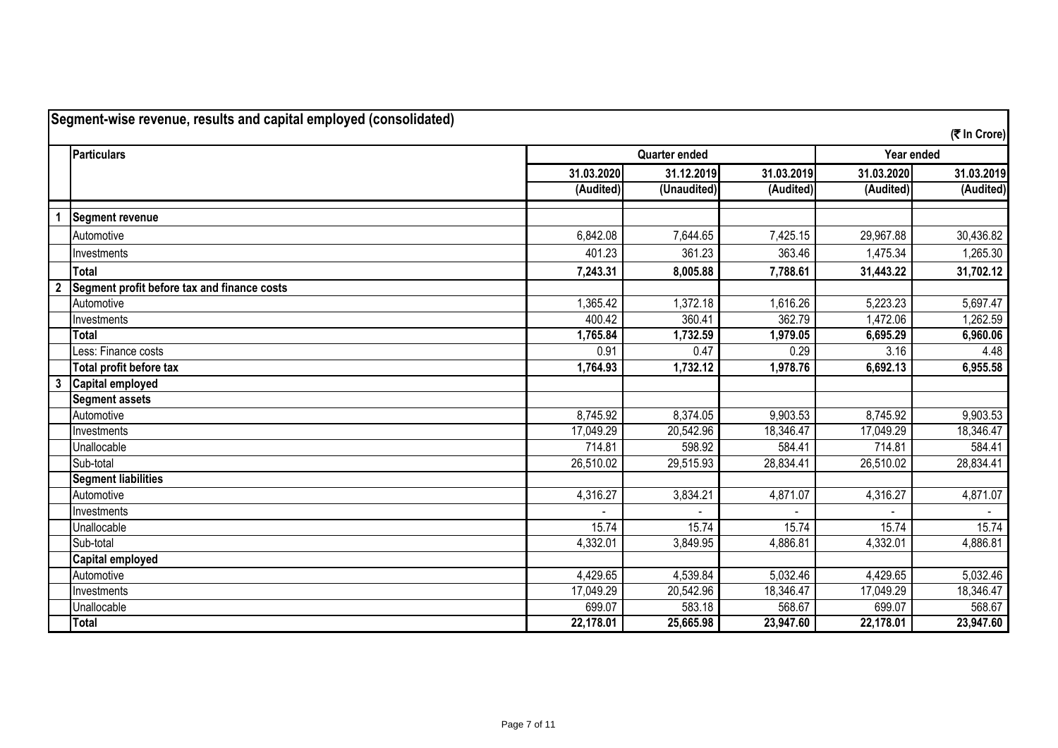## Segment-wise revenue, results and capital employed (consolidated)

(₹ In Crore)

| | Particulars | Quarter ended | | | Year ended | |
|---|---|---|---|---|---|---|
| | | 31.03.2020 | 31.12.2019 | 31.03.2019 | 31.03.2020 | 31.03.2019 |
| | | (Audited) | (Unaudited) | (Audited) | (Audited) | (Audited) |
| 1 | **Segment revenue** | | | | | |
| | Automotive | 6,842.08 | 7,644.65 | 7,425.15 | 29,967.88 | 30,436.82 |
| | Investments | 401.23 | 361.23 | 363.46 | 1,475.34 | 1,265.30 |
| | **Total** | **7,243.31** | **8,005.88** | **7,788.61** | **31,443.22** | **31,702.12** |
| 2 | **Segment profit before tax and finance costs** | | | | | |
| | Automotive | 1,365.42 | 1,372.18 | 1,616.26 | 5,223.23 | 5,697.47 |
| | Investments | 400.42 | 360.41 | 362.79 | 1,472.06 | 1,262.59 |
| | **Total** | **1,765.84** | **1,732.59** | **1,979.05** | **6,695.29** | **6,960.06** |
| | Less: Finance costs | 0.91 | 0.47 | 0.29 | 3.16 | 4.48 |
| | **Total profit before tax** | **1,764.93** | **1,732.12** | **1,978.76** | **6,692.13** | **6,955.58** |
| 3 | **Capital employed** | | | | | |
| | **Segment assets** | | | | | |
| | Automotive | 8,745.92 | 8,374.05 | 9,903.53 | 8,745.92 | 9,903.53 |
| | Investments | 17,049.29 | 20,542.96 | 18,346.47 | 17,049.29 | 18,346.47 |
| | Unallocable | 714.81 | 598.92 | 584.41 | 714.81 | 584.41 |
| | Sub-total | 26,510.02 | 29,515.93 | 28,834.41 | 26,510.02 | 28,834.41 |
| | **Segment liabilities** | | | | | |
| | Automotive | 4,316.27 | 3,834.21 | 4,871.07 | 4,316.27 | 4,871.07 |
| | Investments | - | - | - | - | - |
| | Unallocable | 15.74 | 15.74 | 15.74 | 15.74 | 15.74 |
| | Sub-total | 4,332.01 | 3,849.95 | 4,886.81 | 4,332.01 | 4,886.81 |
| | **Capital employed** | | | | | |
| | Automotive | 4,429.65 | 4,539.84 | 5,032.46 | 4,429.65 | 5,032.46 |
| | Investments | 17,049.29 | 20,542.96 | 18,346.47 | 17,049.29 | 18,346.47 |
| | Unallocable | 699.07 | 583.18 | 568.67 | 699.07 | 568.67 |
| | **Total** | **22,178.01** | **25,665.98** | **23,947.60** | **22,178.01** | **23,947.60** |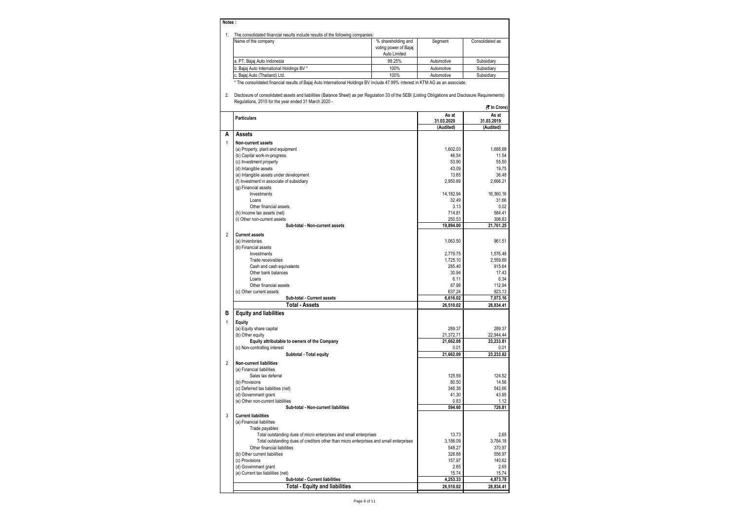**Notes :**

1. The consolidated financial results include results of the following companies:

| Name of the company | % shareholding and voting power of Bajaj Auto Limited | Segment | Consolidated as |
|---|---|---|---|
| a. PT. Bajaj Auto Indonesia | 99.25% | Automotive | Subsidiary |
| b. Bajaj Auto International Holdings BV * | 100% | Automotive | Subsidiary |
| c. Bajaj Auto (Thailand) Ltd. | 100% | Automotive | Subsidiary |

\* The consolidated financial results of Bajaj Auto International Holdings BV include 47.99% interest in KTM AG as an associate.

2. Disclosure of consolidated assets and liabilities (Balance Sheet) as per Regulation 33 of the SEBI (Listing Obligations and Disclosure Requirements) Regulations, 2015 for the year ended 31 March 2020 -

(₹ In Crore)

| | Particulars | As at 31.03.2020 (Audited) | As at 31.03.2019 (Audited) |
|---|---|---|---|
| **A** | **Assets** | | |
| 1 | **Non-current assets** | | |
| | (a) Property, plant and equipment | 1,602.03 | 1,688.69 |
| | (b) Capital work-in-progress | 46.54 | 11.54 |
| | (c) Investment property | 53.90 | 55.50 |
| | (d) Intangible assets | 43.09 | 19.75 |
| | (e) Intangible assets under development | 13.65 | 36.48 |
| | (f) Investment in associate of subsidiary | 2,950.89 | 2,666.21 |
| | (g) Financial assets | | |
| | Investments | 14,182.94 | 16,360.16 |
| | Loans | 32.49 | 31.66 |
| | Other financial assets | 3.13 | 0.02 |
| | (h) Income tax assets (net) | 714.81 | 584.41 |
| | (i) Other non-current assets | 250.53 | 306.83 |
| | **Sub-total - Non-current assets** | **19,894.00** | **21,761.25** |
| 2 | **Current assets** | | |
| | (a) Inventories | 1,063.50 | 961.51 |
| | (b) Financial assets | | |
| | Investments | 2,779.75 | 1,576.48 |
| | Trade receivables | 1,725.10 | 2,559.69 |
| | Cash and cash equivalents | 285.40 | 915.64 |
| | Other bank balances | 30.94 | 17.43 |
| | Loans | 6.11 | 6.34 |
| | Other financial assets | 87.98 | 112.94 |
| | (c) Other current assets | 637.24 | 923.13 |
| | **Sub-total - Current assets** | **6,616.02** | **7,073.16** |
| | **Total - Assets** | **26,510.02** | **28,834.41** |
| **B** | **Equity and liabilities** | | |
| 1 | **Equity** | | |
| | (a) Equity share capital | 289.37 | 289.37 |
| | (b) Other equity | 21,372.71 | 22,944.44 |
| | **Equity attributable to owners of the Company** | **21,662.08** | **23,233.81** |
| | (c) Non-controlling interest | 0.01 | 0.01 |
| | **Subtotal - Total equity** | **21,662.09** | **23,233.82** |
| 2 | **Non-current liabilities** | | |
| | (a) Financial liabilities | | |
| | Sales tax deferral | 125.59 | 124.52 |
| | (b) Provisions | 80.50 | 14.56 |
| | (c) Deferred tax liabilities (net) | 346.38 | 542.66 |
| | (d) Government grant | 41.30 | 43.95 |
| | (e) Other non-current liabilities | 0.83 | 1.12 |
| | **Sub-total - Non-current liabilities** | **594.60** | **726.81** |
| 3 | **Current liabilities** | | |
| | (a) Financial liabilities | | |
| | Trade payables | | |
| | Total outstanding dues of micro enterprises and small enterprises | 13.73 | 2.65 |
| | Total outstanding dues of creditors other than micro enterprises and small enterprises | 3,186.09 | 3,784.18 |
| | Other financial liabilities | 548.27 | 370.97 |
| | (b) Other current liabilities | 328.88 | 556.97 |
| | (c) Provisions | 157.97 | 140.62 |
| | (d) Government grant | 2.65 | 2.65 |
| | (e) Current tax liabilities (net) | 15.74 | 15.74 |
| | **Sub-total - Current liabilities** | **4,253.33** | **4,873.78** |
| | **Total - Equity and liabilities** | **26,510.02** | **28,834.41** |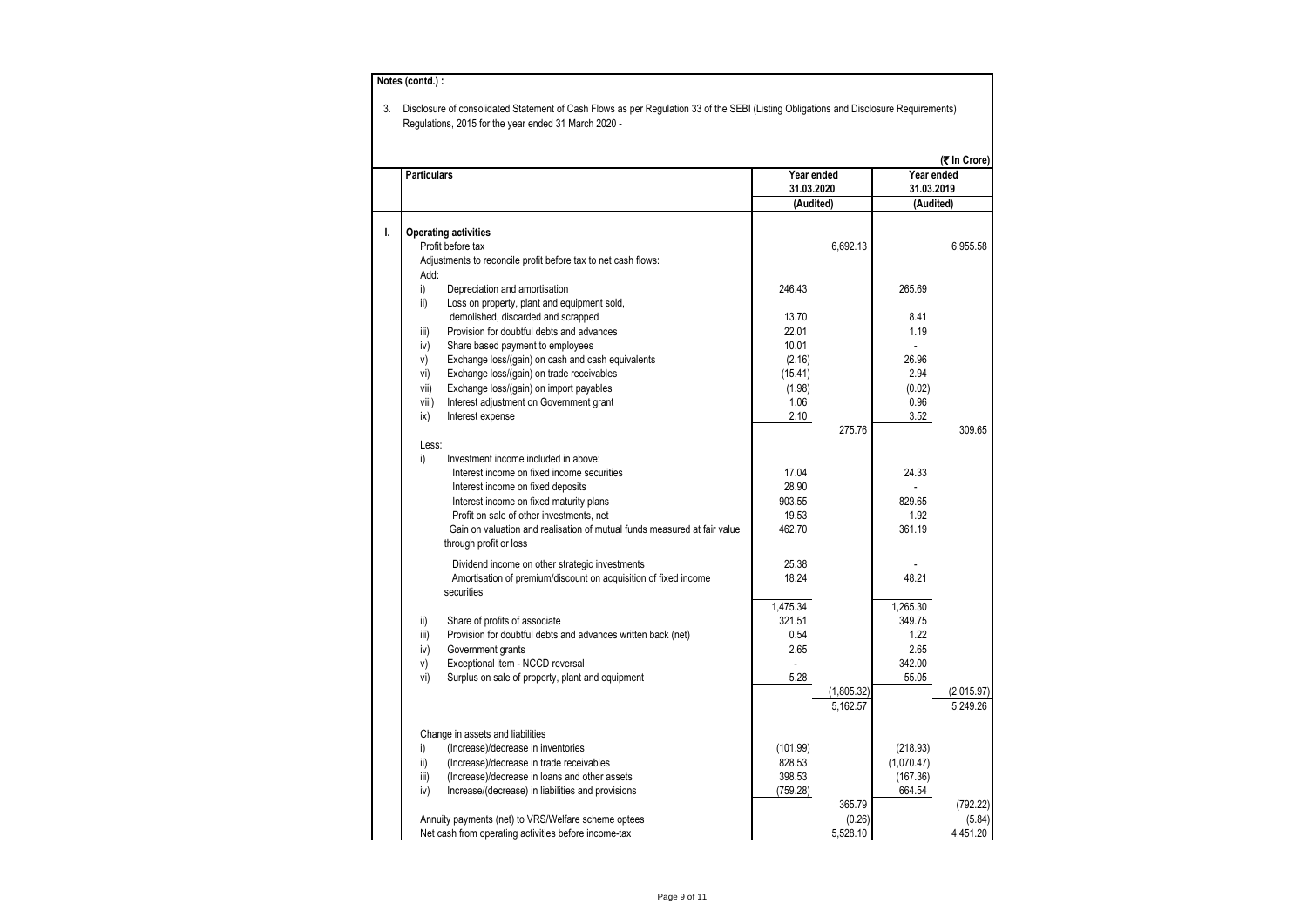**Notes (contd.) :**

3. Disclosure of consolidated Statement of Cash Flows as per Regulation 33 of the SEBI (Listing Obligations and Disclosure Requirements) Regulations, 2015 for the year ended 31 March 2020 -

(₹ In Crore)

| | Particulars | Year ended 31.03.2020 (Audited) | | Year ended 31.03.2019 (Audited) | |
|---|---|---|---|---|---|
| I. | **Operating activities** | | | | |
| | Profit before tax | | 6,692.13 | | 6,955.58 |
| | Adjustments to reconcile profit before tax to net cash flows: | | | | |
| | Add: | | | | |
| | i) Depreciation and amortisation | 246.43 | | 265.69 | |
| | ii) Loss on property, plant and equipment sold, demolished, discarded and scrapped | 13.70 | | 8.41 | |
| | iii) Provision for doubtful debts and advances | 22.01 | | 1.19 | |
| | iv) Share based payment to employees | 10.01 | | - | |
| | v) Exchange loss/(gain) on cash and cash equivalents | (2.16) | | 26.96 | |
| | vi) Exchange loss/(gain) on trade receivables | (15.41) | | 2.94 | |
| | vii) Exchange loss/(gain) on import payables | (1.98) | | (0.02) | |
| | viii) Interest adjustment on Government grant | 1.06 | | 0.96 | |
| | ix) Interest expense | 2.10 | | 3.52 | |
| | | | 275.76 | | 309.65 |
| | Less: | | | | |
| | i) Investment income included in above: | | | | |
| | Interest income on fixed income securities | 17.04 | | 24.33 | |
| | Interest income on fixed deposits | 28.90 | | - | |
| | Interest income on fixed maturity plans | 903.55 | | 829.65 | |
| | Profit on sale of other investments, net | 19.53 | | 1.92 | |
| | Gain on valuation and realisation of mutual funds measured at fair value through profit or loss | 462.70 | | 361.19 | |
| | Dividend income on other strategic investments | 25.38 | | - | |
| | Amortisation of premium/discount on acquisition of fixed income securities | 18.24 | | 48.21 | |
| | | 1,475.34 | | 1,265.30 | |
| | ii) Share of profits of associate | 321.51 | | 349.75 | |
| | iii) Provision for doubtful debts and advances written back (net) | 0.54 | | 1.22 | |
| | iv) Government grants | 2.65 | | 2.65 | |
| | v) Exceptional item - NCCD reversal | - | | 342.00 | |
| | vi) Surplus on sale of property, plant and equipment | 5.28 | | 55.05 | |
| | | | (1,805.32) | | (2,015.97) |
| | | | 5,162.57 | | 5,249.26 |
| | Change in assets and liabilities | | | | |
| | i) (Increase)/decrease in inventories | (101.99) | | (218.93) | |
| | ii) (Increase)/decrease in trade receivables | 828.53 | | (1,070.47) | |
| | iii) (Increase)/decrease in loans and other assets | 398.53 | | (167.36) | |
| | iv) Increase/(decrease) in liabilities and provisions | (759.28) | | 664.54 | |
| | | | 365.79 | | (792.22) |
| | Annuity payments (net) to VRS/Welfare scheme optees | | (0.26) | | (5.84) |
| | Net cash from operating activities before income-tax | | 5,528.10 | | 4,451.20 |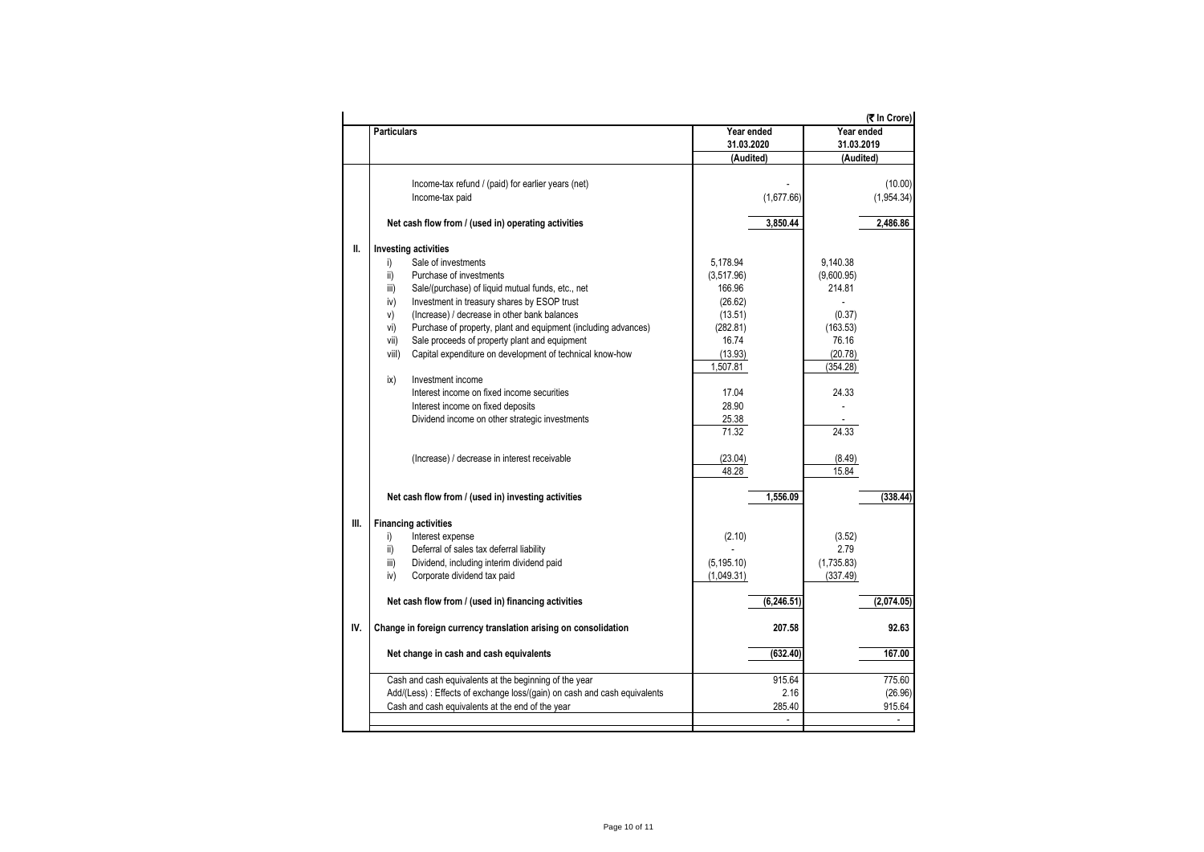(₹ In Crore)

| | Particulars | Year ended 31.03.2020 (Audited) | | Year ended 31.03.2019 (Audited) | |
|---|---|---|---|---|---|
| | Income-tax refund / (paid) for earlier years (net) | | - | | (10.00) |
| | Income-tax paid | | (1,677.66) | | (1,954.34) |
| | **Net cash flow from / (used in) operating activities** | | **3,850.44** | | **2,486.86** |
| **II.** | **Investing activities** | | | | |
| | i) Sale of investments | 5,178.94 | | 9,140.38 | |
| | ii) Purchase of investments | (3,517.96) | | (9,600.95) | |
| | iii) Sale/(purchase) of liquid mutual funds, etc., net | 166.96 | | 214.81 | |
| | iv) Investment in treasury shares by ESOP trust | (26.62) | | - | |
| | v) (Increase) / decrease in other bank balances | (13.51) | | (0.37) | |
| | vi) Purchase of property, plant and equipment (including advances) | (282.81) | | (163.53) | |
| | vii) Sale proceeds of property plant and equipment | 16.74 | | 76.16 | |
| | viii) Capital expenditure on development of technical know-how | (13.93) | | (20.78) | |
| | | 1,507.81 | | (354.28) | |
| | ix) Investment income | | | | |
| | Interest income on fixed income securities | 17.04 | | 24.33 | |
| | Interest income on fixed deposits | 28.90 | | - | |
| | Dividend income on other strategic investments | 25.38 | | - | |
| | | 71.32 | | 24.33 | |
| | (Increase) / decrease in interest receivable | (23.04) | | (8.49) | |
| | | 48.28 | | 15.84 | |
| | **Net cash flow from / (used in) investing activities** | | **1,556.09** | | **(338.44)** |
| **III.** | **Financing activities** | | | | |
| | i) Interest expense | (2.10) | | (3.52) | |
| | ii) Deferral of sales tax deferral liability | - | | 2.79 | |
| | iii) Dividend, including interim dividend paid | (5,195.10) | | (1,735.83) | |
| | iv) Corporate dividend tax paid | (1,049.31) | | (337.49) | |
| | **Net cash flow from / (used in) financing activities** | | **(6,246.51)** | | **(2,074.05)** |
| **IV.** | **Change in foreign currency translation arising on consolidation** | | **207.58** | | **92.63** |
| | **Net change in cash and cash equivalents** | | **(632.40)** | | **167.00** |
| | Cash and cash equivalents at the beginning of the year | | 915.64 | | 775.60 |
| | Add/(Less) : Effects of exchange loss/(gain) on cash and cash equivalents | | 2.16 | | (26.96) |
| | Cash and cash equivalents at the end of the year | | 285.40 | | 915.64 |
| | | | - | | - |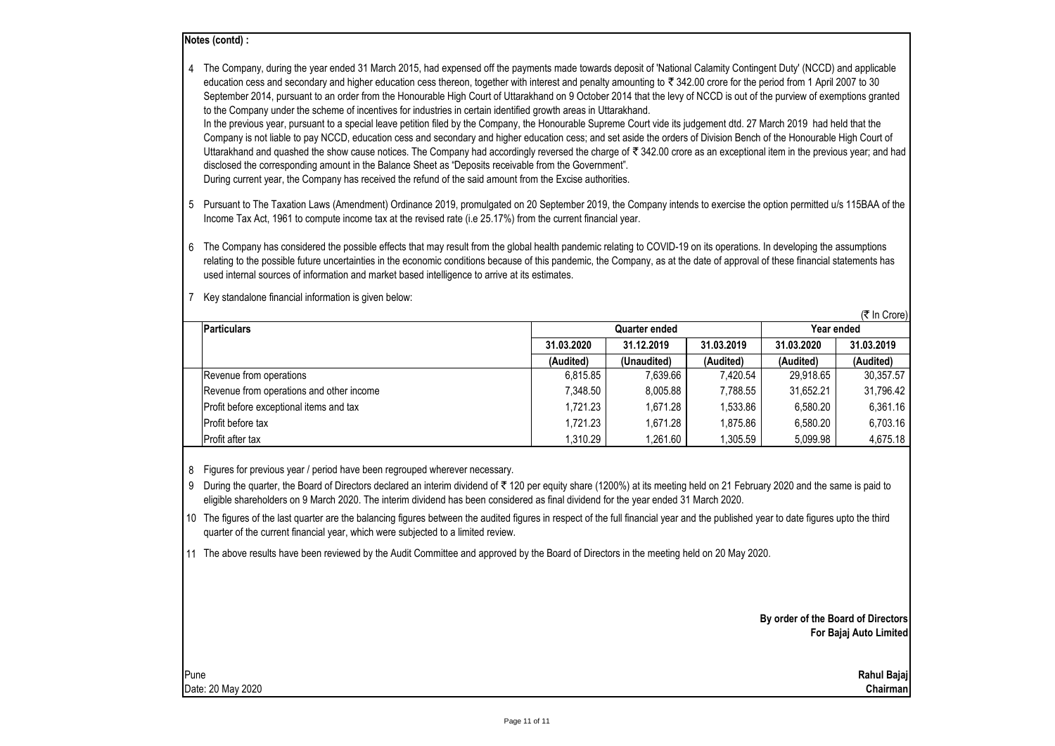**Notes (contd) :**

4 The Company, during the year ended 31 March 2015, had expensed off the payments made towards deposit of 'National Calamity Contingent Duty' (NCCD) and applicable education cess and secondary and higher education cess thereon, together with interest and penalty amounting to ₹ 342.00 crore for the period from 1 April 2007 to 30 September 2014, pursuant to an order from the Honourable High Court of Uttarakhand on 9 October 2014 that the levy of NCCD is out of the purview of exemptions granted to the Company under the scheme of incentives for industries in certain identified growth areas in Uttarakhand.
In the previous year, pursuant to a special leave petition filed by the Company, the Honourable Supreme Court vide its judgement dtd. 27 March 2019 had held that the Company is not liable to pay NCCD, education cess and secondary and higher education cess; and set aside the orders of Division Bench of the Honourable High Court of Uttarakhand and quashed the show cause notices. The Company had accordingly reversed the charge of ₹ 342.00 crore as an exceptional item in the previous year; and had disclosed the corresponding amount in the Balance Sheet as "Deposits receivable from the Government".
During current year, the Company has received the refund of the said amount from the Excise authorities.

5 Pursuant to The Taxation Laws (Amendment) Ordinance 2019, promulgated on 20 September 2019, the Company intends to exercise the option permitted u/s 115BAA of the Income Tax Act, 1961 to compute income tax at the revised rate (i.e 25.17%) from the current financial year.

6 The Company has considered the possible effects that may result from the global health pandemic relating to COVID-19 on its operations. In developing the assumptions relating to the possible future uncertainties in the economic conditions because of this pandemic, the Company, as at the date of approval of these financial statements has used internal sources of information and market based intelligence to arrive at its estimates.

7 Key standalone financial information is given below:

(₹ In Crore)

| Particulars | Quarter ended | | | Year ended | |
|---|---|---|---|---|---|
| | 31.03.2020 | 31.12.2019 | 31.03.2019 | 31.03.2020 | 31.03.2019 |
| | (Audited) | (Unaudited) | (Audited) | (Audited) | (Audited) |
| Revenue from operations | 6,815.85 | 7,639.66 | 7,420.54 | 29,918.65 | 30,357.57 |
| Revenue from operations and other income | 7,348.50 | 8,005.88 | 7,788.55 | 31,652.21 | 31,796.42 |
| Profit before exceptional items and tax | 1,721.23 | 1,671.28 | 1,533.86 | 6,580.20 | 6,361.16 |
| Profit before tax | 1,721.23 | 1,671.28 | 1,875.86 | 6,580.20 | 6,703.16 |
| Profit after tax | 1,310.29 | 1,261.60 | 1,305.59 | 5,099.98 | 4,675.18 |

8 Figures for previous year / period have been regrouped wherever necessary.

9 During the quarter, the Board of Directors declared an interim dividend of ₹ 120 per equity share (1200%) at its meeting held on 21 February 2020 and the same is paid to eligible shareholders on 9 March 2020. The interim dividend has been considered as final dividend for the year ended 31 March 2020.

10 The figures of the last quarter are the balancing figures between the audited figures in respect of the full financial year and the published year to date figures upto the third quarter of the current financial year, which were subjected to a limited review.

11 The above results have been reviewed by the Audit Committee and approved by the Board of Directors in the meeting held on 20 May 2020.

**By order of the Board of Directors**
**For Bajaj Auto Limited**

Pune
Date: 20 May 2020

**Rahul Bajaj**
**Chairman**